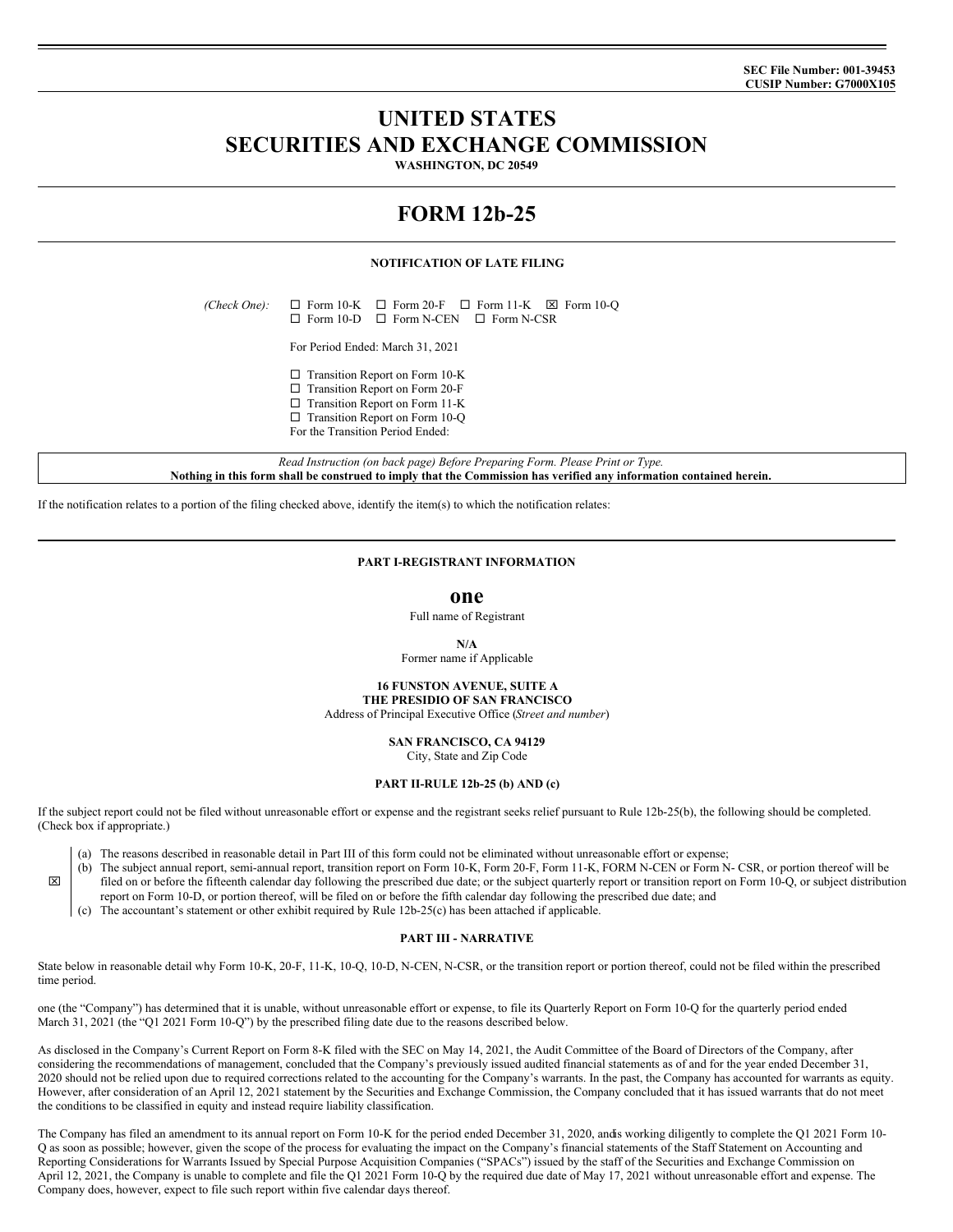**SEC File Number: 001-39453**
**CUSIP Number: G7000X105**

# UNITED STATES SECURITIES AND EXCHANGE COMMISSION

**WASHINGTON, DC 20549**

# FORM 12b-25

**NOTIFICATION OF LATE FILING**

*(Check One):* ☐ Form 10-K ☐ Form 20-F ☐ Form 11-K ☒ Form 10-Q ☐ Form 10-D ☐ Form N-CEN ☐ Form N-CSR

For Period Ended: March 31, 2021

☐ Transition Report on Form 10-K
☐ Transition Report on Form 20-F
☐ Transition Report on Form 11-K
☐ Transition Report on Form 10-Q
For the Transition Period Ended:

*Read Instruction (on back page) Before Preparing Form. Please Print or Type.*
**Nothing in this form shall be construed to imply that the Commission has verified any information contained herein.**

If the notification relates to a portion of the filing checked above, identify the item(s) to which the notification relates:

## PART I-REGISTRANT INFORMATION

**one**
Full name of Registrant

**N/A**
Former name if Applicable

**16 FUNSTON AVENUE, SUITE A**
**THE PRESIDIO OF SAN FRANCISCO**
Address of Principal Executive Office (*Street and number*)

**SAN FRANCISCO, CA 94129**
City, State and Zip Code

## PART II-RULE 12b-25 (b) AND (c)

If the subject report could not be filed without unreasonable effort or expense and the registrant seeks relief pursuant to Rule 12b-25(b), the following should be completed. (Check box if appropriate.)

☒

(a) The reasons described in reasonable detail in Part III of this form could not be eliminated without unreasonable effort or expense;
(b) The subject annual report, semi-annual report, transition report on Form 10-K, Form 20-F, Form 11-K, FORM N-CEN or Form N- CSR, or portion thereof will be filed on or before the fifteenth calendar day following the prescribed due date; or the subject quarterly report or transition report on Form 10-Q, or subject distribution report on Form 10-D, or portion thereof, will be filed on or before the fifth calendar day following the prescribed due date; and
(c) The accountant's statement or other exhibit required by Rule 12b-25(c) has been attached if applicable.

## PART III - NARRATIVE

State below in reasonable detail why Form 10-K, 20-F, 11-K, 10-Q, 10-D, N-CEN, N-CSR, or the transition report or portion thereof, could not be filed within the prescribed time period.

one (the "Company") has determined that it is unable, without unreasonable effort or expense, to file its Quarterly Report on Form 10-Q for the quarterly period ended March 31, 2021 (the "Q1 2021 Form 10-Q") by the prescribed filing date due to the reasons described below.

As disclosed in the Company's Current Report on Form 8-K filed with the SEC on May 14, 2021, the Audit Committee of the Board of Directors of the Company, after considering the recommendations of management, concluded that the Company's previously issued audited financial statements as of and for the year ended December 31, 2020 should not be relied upon due to required corrections related to the accounting for the Company's warrants. In the past, the Company has accounted for warrants as equity. However, after consideration of an April 12, 2021 statement by the Securities and Exchange Commission, the Company concluded that it has issued warrants that do not meet the conditions to be classified in equity and instead require liability classification.

The Company has filed an amendment to its annual report on Form 10-K for the period ended December 31, 2020, andis working diligently to complete the Q1 2021 Form 10-Q as soon as possible; however, given the scope of the process for evaluating the impact on the Company's financial statements of the Staff Statement on Accounting and Reporting Considerations for Warrants Issued by Special Purpose Acquisition Companies ("SPACs") issued by the staff of the Securities and Exchange Commission on April 12, 2021, the Company is unable to complete and file the Q1 2021 Form 10-Q by the required due date of May 17, 2021 without unreasonable effort and expense. The Company does, however, expect to file such report within five calendar days thereof.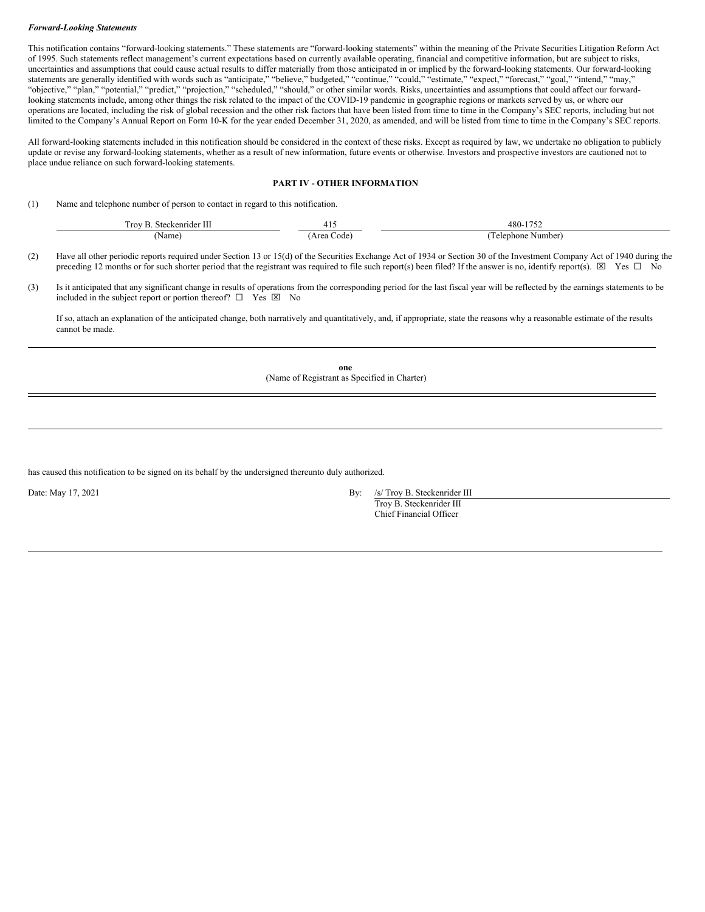***Forward-Looking Statements***

This notification contains "forward-looking statements." These statements are "forward-looking statements" within the meaning of the Private Securities Litigation Reform Act of 1995. Such statements reflect management's current expectations based on currently available operating, financial and competitive information, but are subject to risks, uncertainties and assumptions that could cause actual results to differ materially from those anticipated in or implied by the forward-looking statements. Our forward-looking statements are generally identified with words such as "anticipate," "believe," budgeted," "continue," "could," "estimate," "expect," "forecast," "goal," "intend," "may," "objective," "plan," "potential," "predict," "projection," "scheduled," "should," or other similar words. Risks, uncertainties and assumptions that could affect our forward-looking statements include, among other things the risk related to the impact of the COVID-19 pandemic in geographic regions or markets served by us, or where our operations are located, including the risk of global recession and the other risk factors that have been listed from time to time in the Company's SEC reports, including but not limited to the Company's Annual Report on Form 10-K for the year ended December 31, 2020, as amended, and will be listed from time to time in the Company's SEC reports.

All forward-looking statements included in this notification should be considered in the context of these risks. Except as required by law, we undertake no obligation to publicly update or revise any forward-looking statements, whether as a result of new information, future events or otherwise. Investors and prospective investors are cautioned not to place undue reliance on such forward-looking statements.

**PART IV - OTHER INFORMATION**

(1) Name and telephone number of person to contact in regard to this notification.

| | | |
|---|---|---|
| Troy B. Steckenrider III | 415 | 480-1752 |
| (Name) | (Area Code) | (Telephone Number) |

(2) Have all other periodic reports required under Section 13 or 15(d) of the Securities Exchange Act of 1934 or Section 30 of the Investment Company Act of 1940 during the preceding 12 months or for such shorter period that the registrant was required to file such report(s) been filed? If the answer is no, identify report(s). ☒ Yes ☐ No

(3) Is it anticipated that any significant change in results of operations from the corresponding period for the last fiscal year will be reflected by the earnings statements to be included in the subject report or portion thereof? ☐ Yes ☒ No

If so, attach an explanation of the anticipated change, both narratively and quantitatively, and, if appropriate, state the reasons why a reasonable estimate of the results cannot be made.

---

**one**
(Name of Registrant as Specified in Charter)

---

has caused this notification to be signed on its behalf by the undersigned thereunto duly authorized.

Date: May 17, 2021

By: /s/ Troy B. Steckenrider III
Troy B. Steckenrider III
Chief Financial Officer